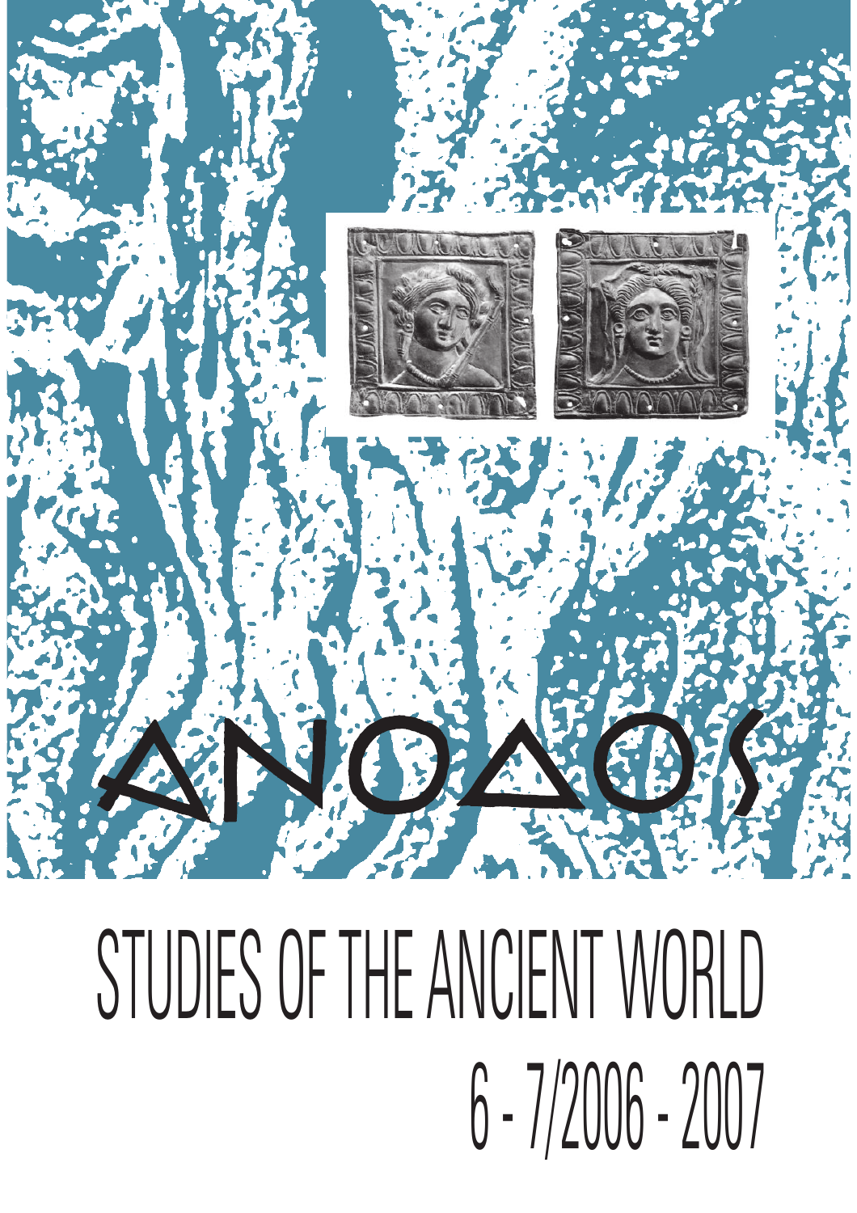# ΑΝΟΔΟΣ

# STUDIES OF THE ANCIENT WORLD

## 6 - 7/2006 - 2007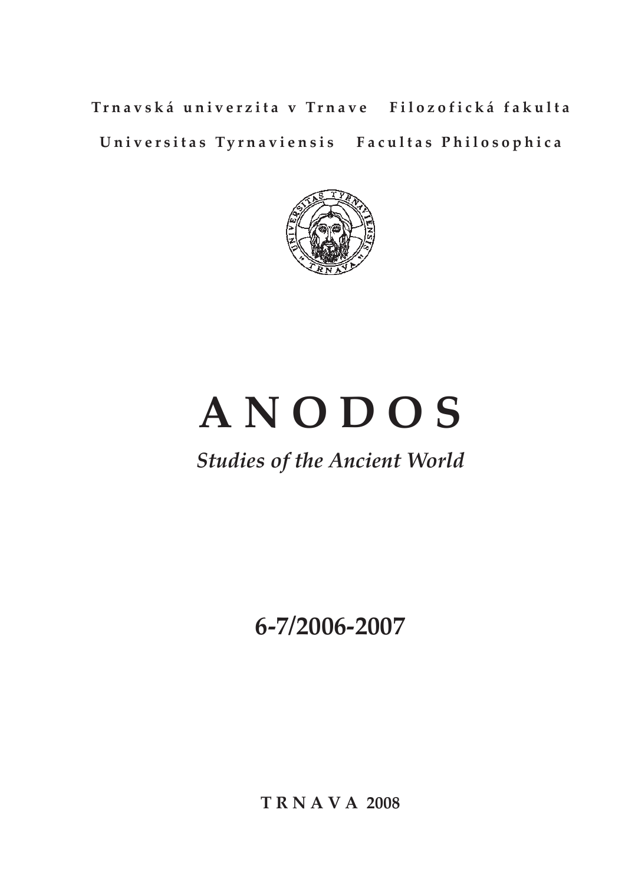**Trnavská univerzita v Trnave Filozofická fakulta**

**Universitas Tyrnaviensis Facultas Philosophica**

# A N O D O S

*Studies of the Ancient World*

**6-7/2006-2007**

**T R N A V A 2008**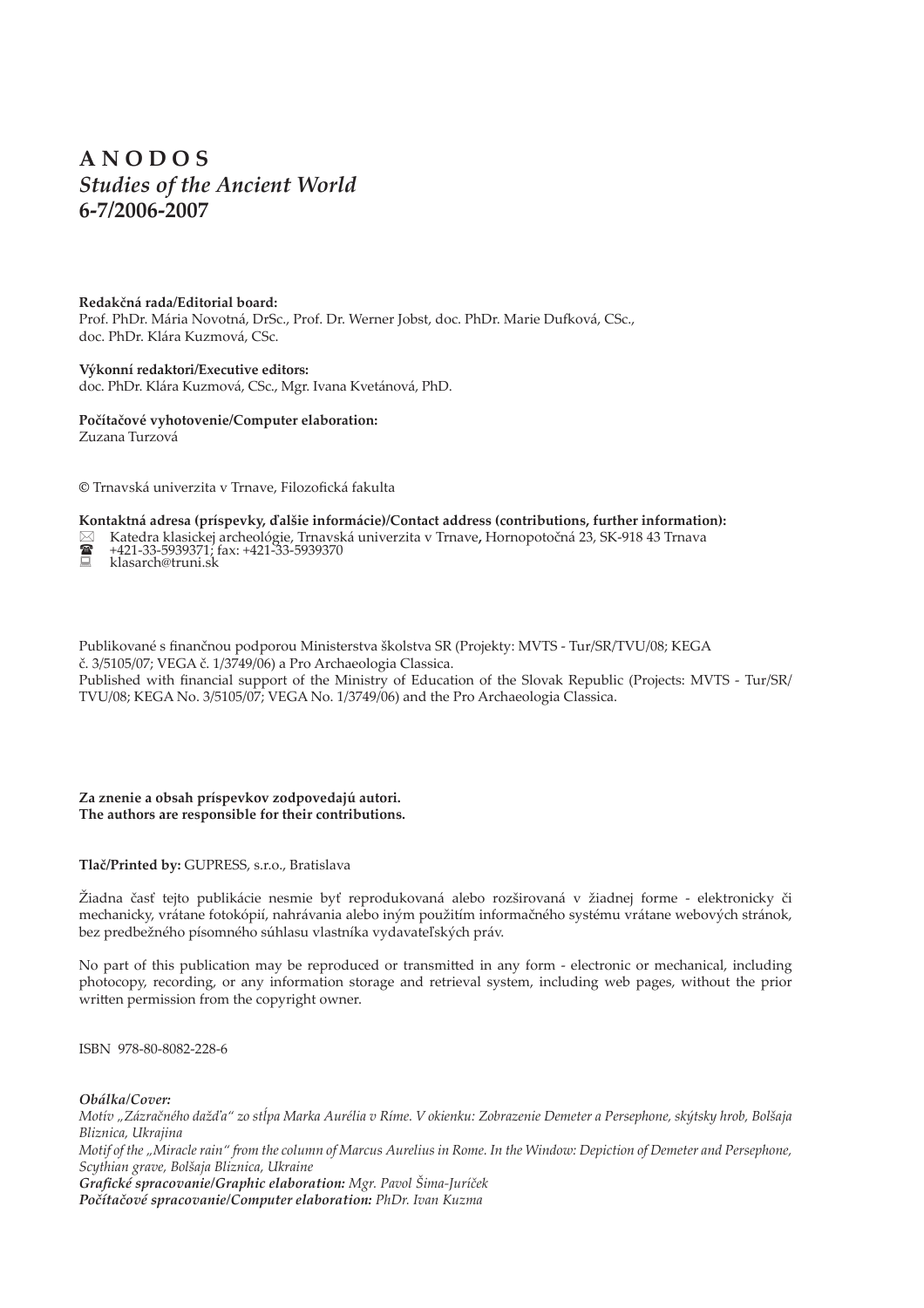# A N O D O S
*Studies of the Ancient World*
**6-7/2006-2007**

**Redakčná rada/Editorial board:**
Prof. PhDr. Mária Novotná, DrSc., Prof. Dr. Werner Jobst, doc. PhDr. Marie Dufková, CSc., doc. PhDr. Klára Kuzmová, CSc.

**Výkonní redaktori/Executive editors:**
doc. PhDr. Klára Kuzmová, CSc., Mgr. Ivana Kvetánová, PhD.

**Počítačové vyhotovenie/Computer elaboration:**
Zuzana Turzová

© Trnavská univerzita v Trnave, Filozofická fakulta

**Kontaktná adresa (príspevky, ďalšie informácie)/Contact address (contributions, further information):**
✉ Katedra klasickej archeológie, Trnavská univerzita v Trnave**,** Hornopotočná 23, SK-918 43 Trnava
☎ +421-33-5939371; fax: +421-33-5939370
💻 klasarch@truni.sk

Publikované s finančnou podporou Ministerstva školstva SR (Projekty: MVTS - Tur/SR/TVU/08; KEGA č. 3/5105/07; VEGA č. 1/3749/06) a Pro Archaeologia Classica.
Published with financial support of the Ministry of Education of the Slovak Republic (Projects: MVTS - Tur/SR/TVU/08; KEGA No. 3/5105/07; VEGA No. 1/3749/06) and the Pro Archaeologia Classica.

**Za znenie a obsah príspevkov zodpovedajú autori.**
**The authors are responsible for their contributions.**

**Tlač/Printed by:** GUPRESS, s.r.o., Bratislava

Žiadna časť tejto publikácie nesmie byť reprodukovaná alebo rozširovaná v žiadnej forme - elektronicky či mechanicky, vrátane fotokópií, nahrávania alebo iným použitím informačného systému vrátane webových stránok, bez predbežného písomného súhlasu vlastníka vydavateľských práv.

No part of this publication may be reproduced or transmitted in any form - electronic or mechanical, including photocopy, recording, or any information storage and retrieval system, including web pages, without the prior written permission from the copyright owner.

ISBN 978-80-8082-228-6

***Obálka/Cover:***
*Motív „Zázračného dažďa" zo stĺpa Marka Aurélia v Ríme. V okienku: Zobrazenie Demeter a Persephone, skýtsky hrob, Bolšaja Bliznica, Ukrajina*
*Motif of the „Miracle rain" from the column of Marcus Aurelius in Rome. In the Window: Depiction of Demeter and Persephone, Scythian grave, Bolšaja Bliznica, Ukraine*
***Grafické spracovanie/Graphic elaboration:*** *Mgr. Pavol Šima-Juríček*
***Počítačové spracovanie/Computer elaboration:*** *PhDr. Ivan Kuzma*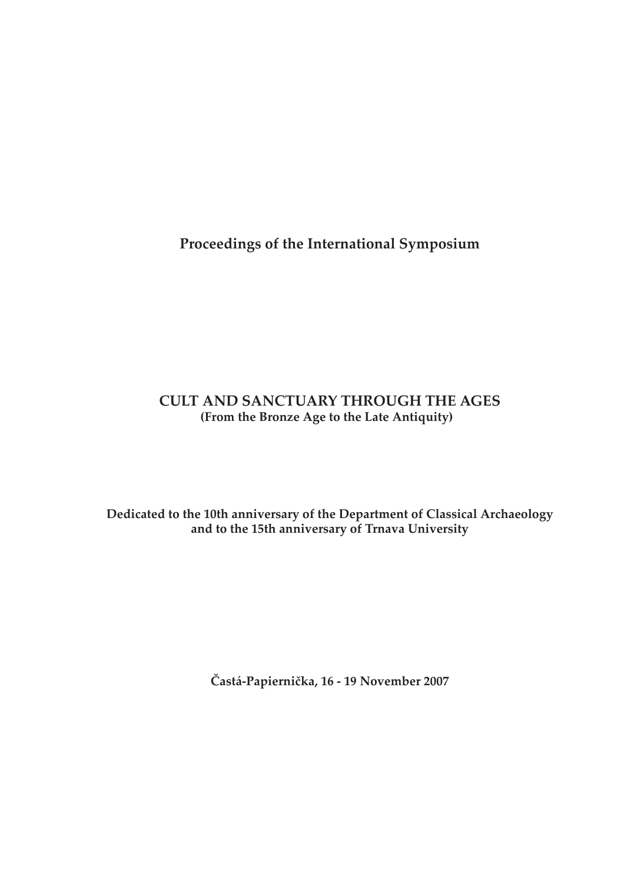**Proceedings of the International Symposium**

# CULT AND SANCTUARY THROUGH THE AGES

**(From the Bronze Age to the Late Antiquity)**

**Dedicated to the 10th anniversary of the Department of Classical Archaeology and to the 15th anniversary of Trnava University**

**Častá-Papiernička, 16 - 19 November 2007**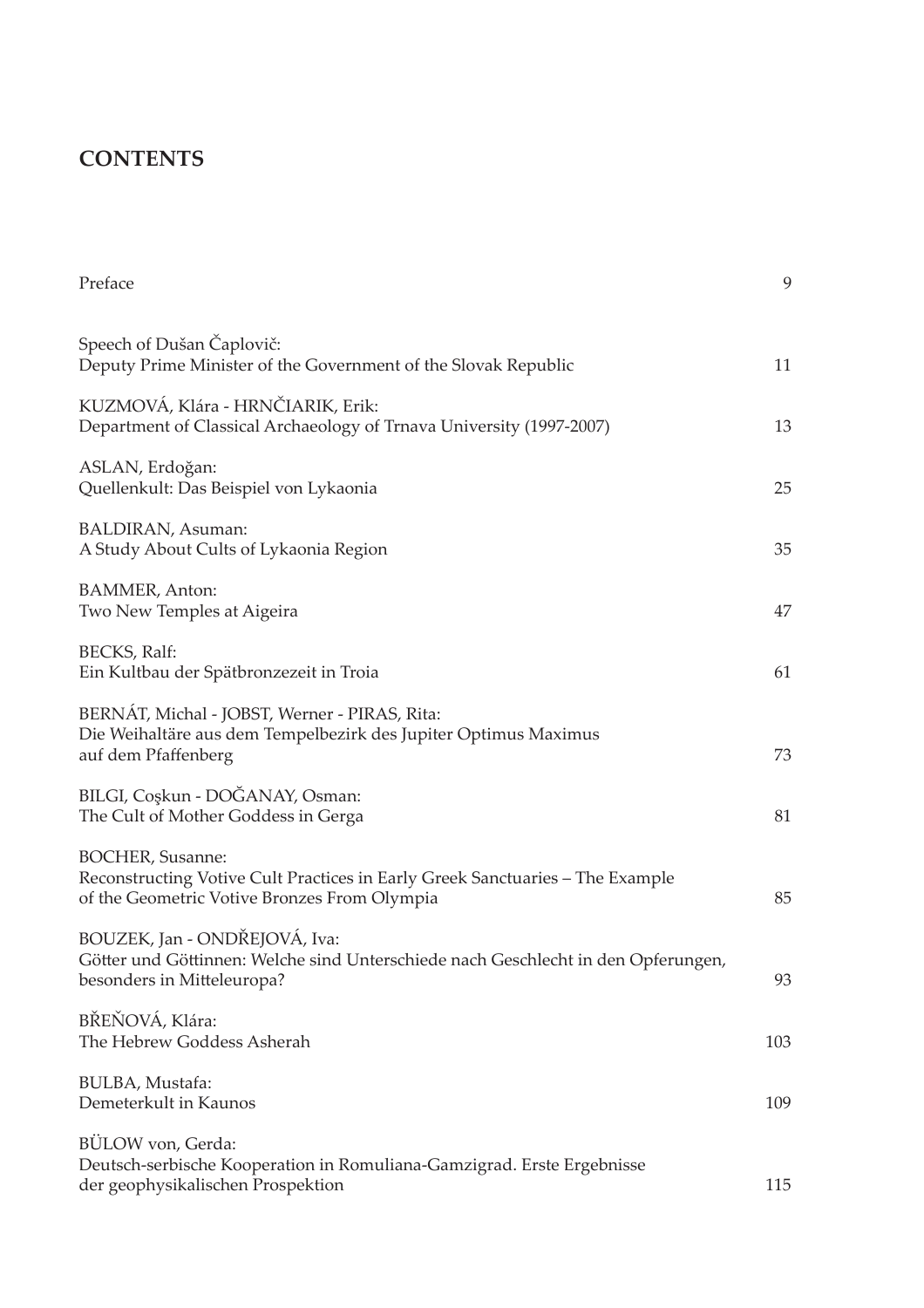# CONTENTS

| | |
|---|---|
| Preface | 9 |
| Speech of Dušan Čaplovič:<br>Deputy Prime Minister of the Government of the Slovak Republic | 11 |
| KUZMOVÁ, Klára - HRNČIARIK, Erik:<br>Department of Classical Archaeology of Trnava University (1997-2007) | 13 |
| ASLAN, Erdoğan:<br>Quellenkult: Das Beispiel von Lykaonia | 25 |
| BALDIRAN, Asuman:<br>A Study About Cults of Lykaonia Region | 35 |
| BAMMER, Anton:<br>Two New Temples at Aigeira | 47 |
| BECKS, Ralf:<br>Ein Kultbau der Spätbronzezeit in Troia | 61 |
| BERNÁT, Michal - JOBST, Werner - PIRAS, Rita:<br>Die Weihaltäre aus dem Tempelbezirk des Jupiter Optimus Maximus auf dem Pfaffenberg | 73 |
| BILGI, Coşkun - DOĞANAY, Osman:<br>The Cult of Mother Goddess in Gerga | 81 |
| BOCHER, Susanne:<br>Reconstructing Votive Cult Practices in Early Greek Sanctuaries – The Example of the Geometric Votive Bronzes From Olympia | 85 |
| BOUZEK, Jan - ONDŘEJOVÁ, Iva:<br>Götter und Göttinnen: Welche sind Unterschiede nach Geschlecht in den Opferungen, besonders in Mitteleuropa? | 93 |
| BŘEŇOVÁ, Klára:<br>The Hebrew Goddess Asherah | 103 |
| BULBA, Mustafa:<br>Demeterkult in Kaunos | 109 |
| BÜLOW von, Gerda:<br>Deutsch-serbische Kooperation in Romuliana-Gamzigrad. Erste Ergebnisse der geophysikalischen Prospektion | 115 |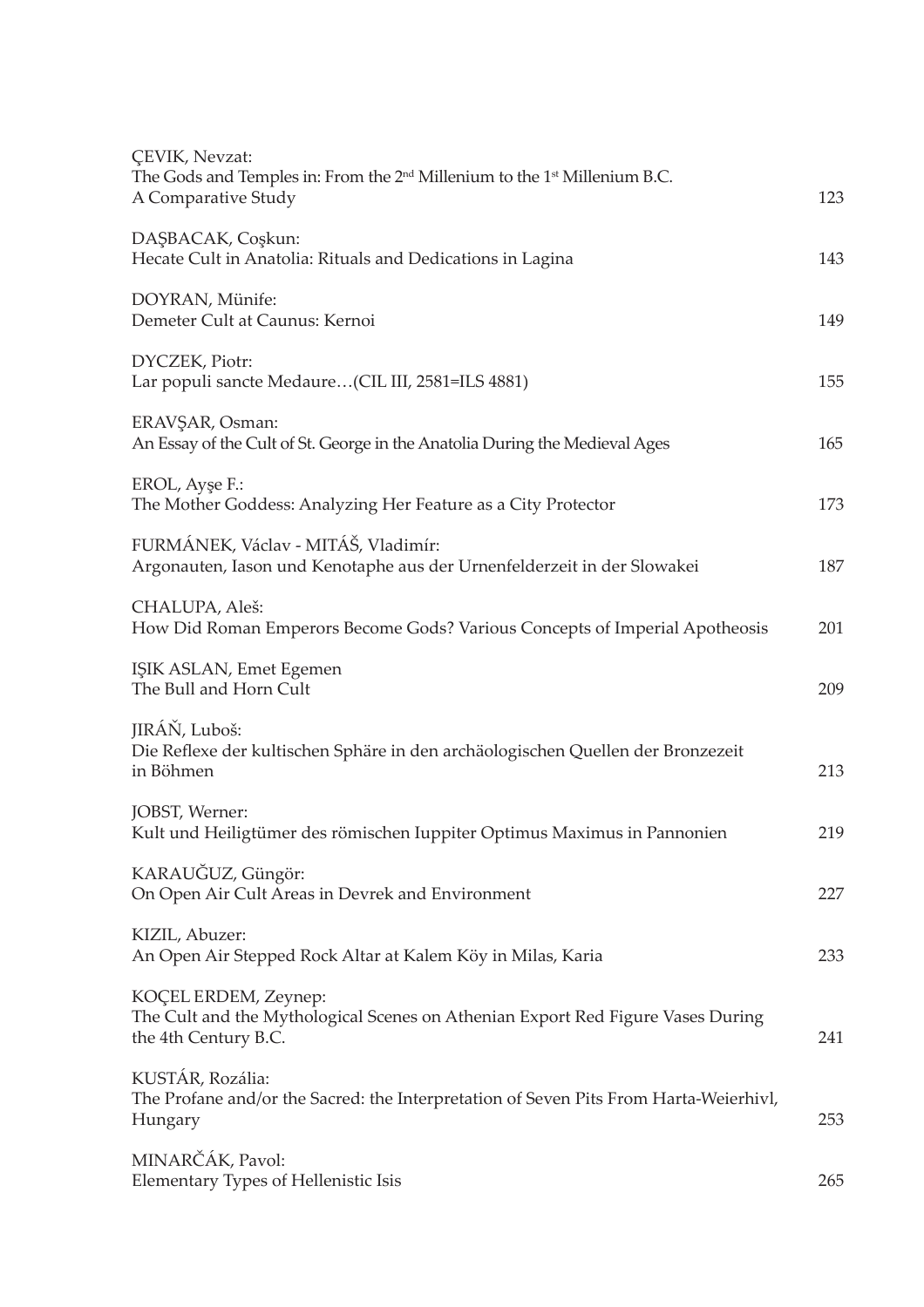ÇEVIK, Nevzat:
The Gods and Temples in: From the 2nd Millenium to the 1st Millenium B.C. A Comparative Study 123

DAŞBACAK, Coşkun:
Hecate Cult in Anatolia: Rituals and Dedications in Lagina 143

DOYRAN, Münife:
Demeter Cult at Caunus: Kernoi 149

DYCZEK, Piotr:
Lar populi sancte Medaure…(CIL III, 2581=ILS 4881) 155

ERAVŞAR, Osman:
An Essay of the Cult of St. George in the Anatolia During the Medieval Ages 165

EROL, Ayşe F.:
The Mother Goddess: Analyzing Her Feature as a City Protector 173

FURMÁNEK, Václav - MITÁŠ, Vladimír:
Argonauten, Iason und Kenotaphe aus der Urnenfelderzeit in der Slowakei 187

CHALUPA, Aleš:
How Did Roman Emperors Become Gods? Various Concepts of Imperial Apotheosis 201

IŞIK ASLAN, Emet Egemen
The Bull and Horn Cult 209

JIRÁŇ, Luboš:
Die Reflexe der kultischen Sphäre in den archäologischen Quellen der Bronzezeit in Böhmen 213

JOBST, Werner:
Kult und Heiligtümer des römischen Iuppiter Optimus Maximus in Pannonien 219

KARAUĞUZ, Güngör:
On Open Air Cult Areas in Devrek and Environment 227

KIZIL, Abuzer:
An Open Air Stepped Rock Altar at Kalem Köy in Milas, Karia 233

KOÇEL ERDEM, Zeynep:
The Cult and the Mythological Scenes on Athenian Export Red Figure Vases During the 4th Century B.C. 241

KUSTÁR, Rozália:
The Profane and/or the Sacred: the Interpretation of Seven Pits From Harta-Weierhivl, Hungary 253

MINARČÁK, Pavol:
Elementary Types of Hellenistic Isis 265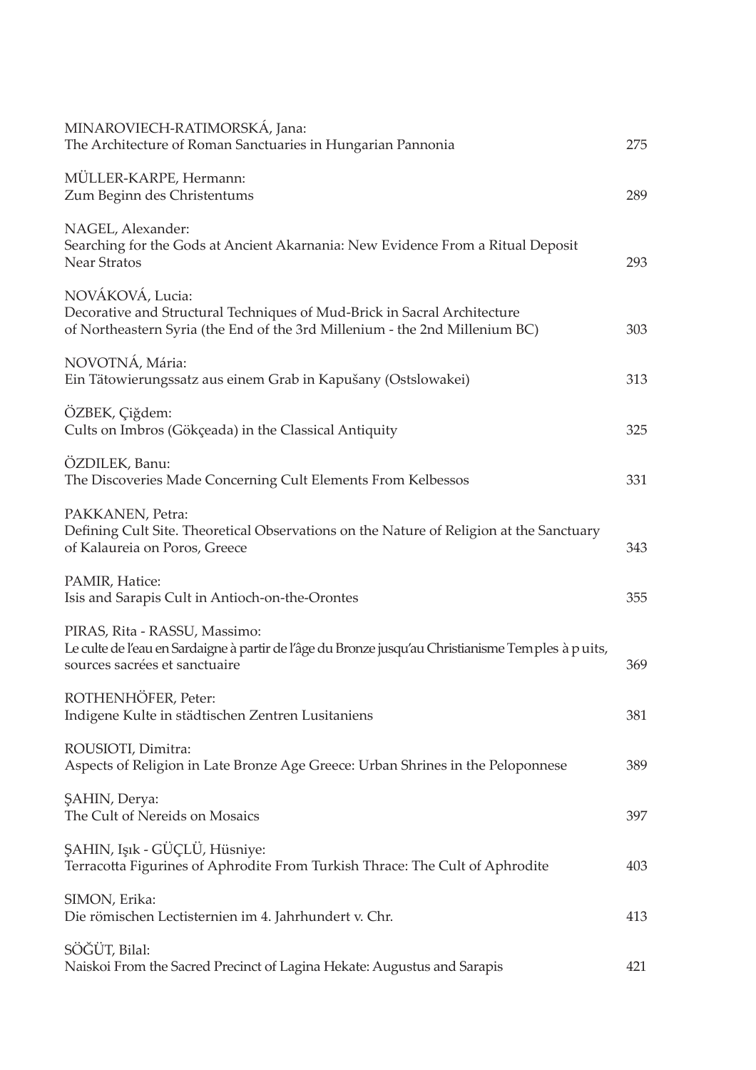MINAROVIECH-RATIMORSKÁ, Jana:
The Architecture of Roman Sanctuaries in Hungarian Pannonia 275

MÜLLER-KARPE, Hermann:
Zum Beginn des Christentums 289

NAGEL, Alexander:
Searching for the Gods at Ancient Akarnania: New Evidence From a Ritual Deposit Near Stratos 293

NOVÁKOVÁ, Lucia:
Decorative and Structural Techniques of Mud-Brick in Sacral Architecture of Northeastern Syria (the End of the 3rd Millenium - the 2nd Millenium BC) 303

NOVOTNÁ, Mária:
Ein Tätowierungssatz aus einem Grab in Kapušany (Ostslowakei) 313

ÖZBEK, Çiğdem:
Cults on Imbros (Gökçeada) in the Classical Antiquity 325

ÖZDILEK, Banu:
The Discoveries Made Concerning Cult Elements From Kelbessos 331

PAKKANEN, Petra:
Defining Cult Site. Theoretical Observations on the Nature of Religion at the Sanctuary of Kalaureia on Poros, Greece 343

PAMIR, Hatice:
Isis and Sarapis Cult in Antioch-on-the-Orontes 355

PIRAS, Rita - RASSU, Massimo:
Le culte de l'eau en Sardaigne à partir de l'âge du Bronze jusqu'au Christianisme Tem ples à p uits, sources sacrées et sanctuaire 369

ROTHENHÖFER, Peter:
Indigene Kulte in städtischen Zentren Lusitaniens 381

ROUSIOTI, Dimitra:
Aspects of Religion in Late Bronze Age Greece: Urban Shrines in the Peloponnese 389

ŞAHIN, Derya:
The Cult of Nereids on Mosaics 397

ŞAHIN, Işık - GÜÇLÜ, Hüsniye:
Terracotta Figurines of Aphrodite From Turkish Thrace: The Cult of Aphrodite 403

SIMON, Erika:
Die römischen Lectisternien im 4. Jahrhundert v. Chr. 413

SÖĞÜT, Bilal:
Naiskoi From the Sacred Precinct of Lagina Hekate: Augustus and Sarapis 421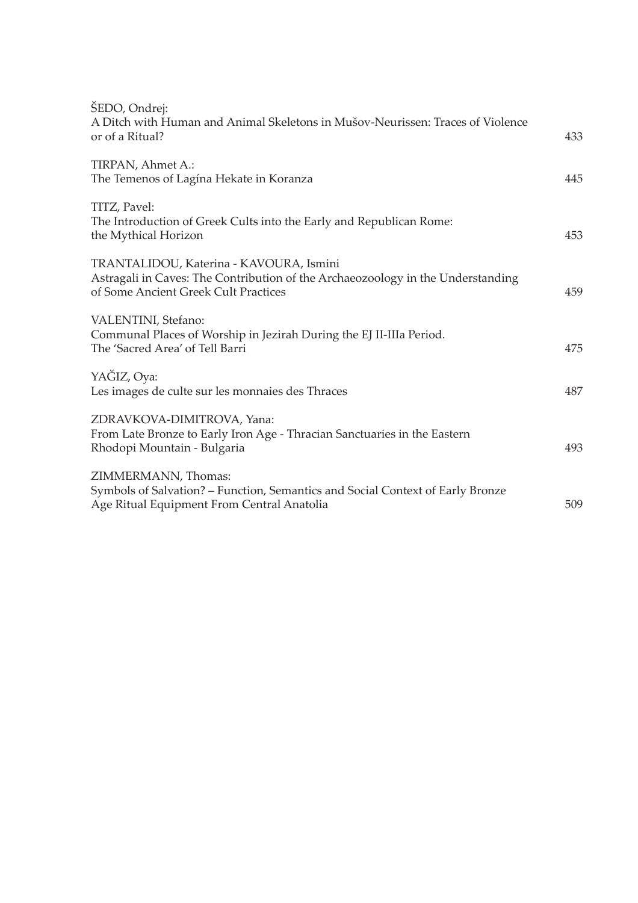ŠEDO, Ondrej:
A Ditch with Human and Animal Skeletons in Mušov-Neurissen: Traces of Violence or of a Ritual? 433

TIRPAN, Ahmet A.:
The Temenos of Lagína Hekate in Koranza 445

TITZ, Pavel:
The Introduction of Greek Cults into the Early and Republican Rome: the Mythical Horizon 453

TRANTALIDOU, Katerina - KAVOURA, Ismini
Astragali in Caves: The Contribution of the Archaeozoology in the Understanding of Some Ancient Greek Cult Practices 459

VALENTINI, Stefano:
Communal Places of Worship in Jezirah During the EJ II-IIIa Period. The 'Sacred Area' of Tell Barri 475

YAĞIZ, Oya:
Les images de culte sur les monnaies des Thraces 487

ZDRAVKOVA-DIMITROVA, Yana:
From Late Bronze to Early Iron Age - Thracian Sanctuaries in the Eastern Rhodopi Mountain - Bulgaria 493

ZIMMERMANN, Thomas:
Symbols of Salvation? – Function, Semantics and Social Context of Early Bronze Age Ritual Equipment From Central Anatolia 509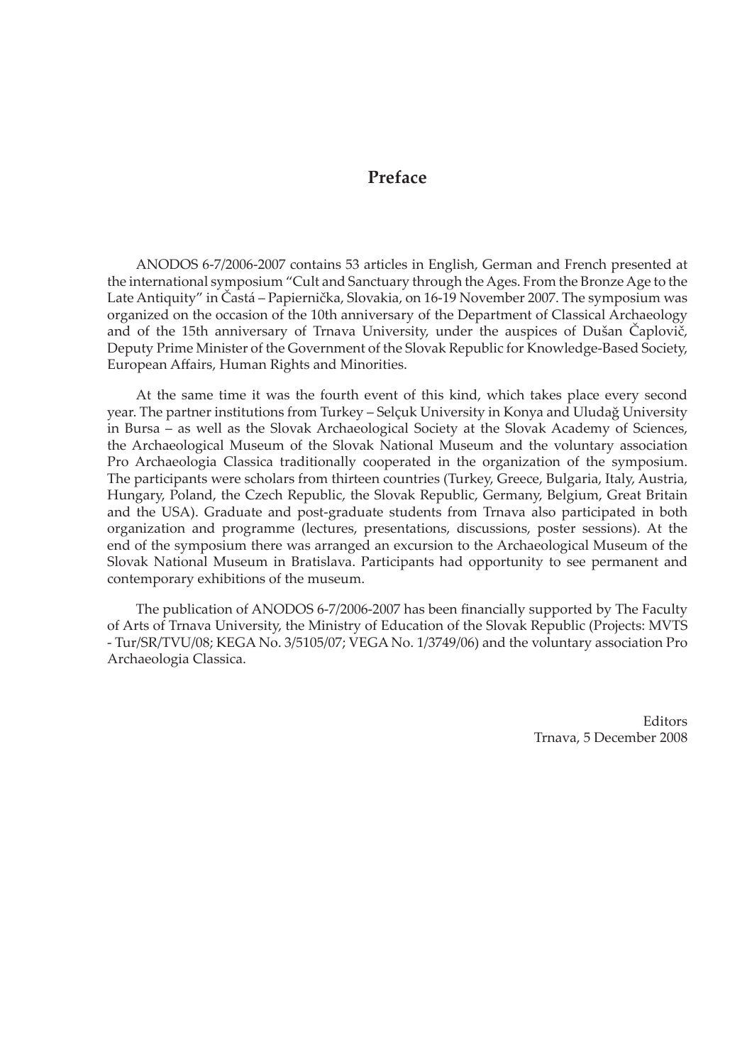# Preface

ANODOS 6-7/2006-2007 contains 53 articles in English, German and French presented at the international symposium "Cult and Sanctuary through the Ages. From the Bronze Age to the Late Antiquity" in Častá – Papiernička, Slovakia, on 16-19 November 2007. The symposium was organized on the occasion of the 10th anniversary of the Department of Classical Archaeology and of the 15th anniversary of Trnava University, under the auspices of Dušan Čaplovič, Deputy Prime Minister of the Government of the Slovak Republic for Knowledge-Based Society, European Affairs, Human Rights and Minorities.

At the same time it was the fourth event of this kind, which takes place every second year. The partner institutions from Turkey – Selçuk University in Konya and Uludağ University in Bursa – as well as the Slovak Archaeological Society at the Slovak Academy of Sciences, the Archaeological Museum of the Slovak National Museum and the voluntary association Pro Archaeologia Classica traditionally cooperated in the organization of the symposium. The participants were scholars from thirteen countries (Turkey, Greece, Bulgaria, Italy, Austria, Hungary, Poland, the Czech Republic, the Slovak Republic, Germany, Belgium, Great Britain and the USA). Graduate and post-graduate students from Trnava also participated in both organization and programme (lectures, presentations, discussions, poster sessions). At the end of the symposium there was arranged an excursion to the Archaeological Museum of the Slovak National Museum in Bratislava. Participants had opportunity to see permanent and contemporary exhibitions of the museum.

The publication of ANODOS 6-7/2006-2007 has been financially supported by The Faculty of Arts of Trnava University, the Ministry of Education of the Slovak Republic (Projects: MVTS - Tur/SR/TVU/08; KEGA No. 3/5105/07; VEGA No. 1/3749/06) and the voluntary association Pro Archaeologia Classica.

Editors
Trnava, 5 December 2008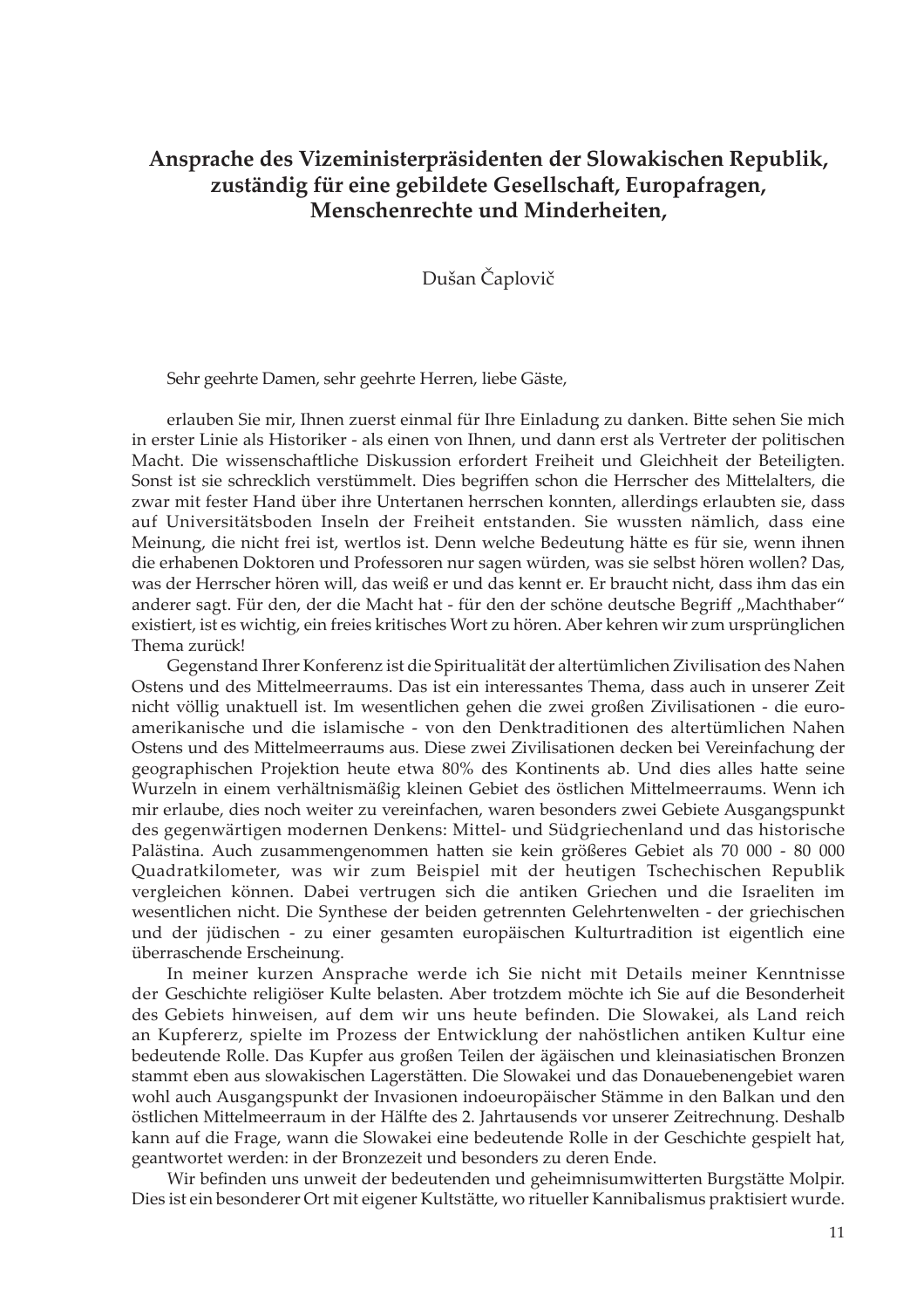# Ansprache des Vizeministerpräsidenten der Slowakischen Republik, zuständig für eine gebildete Gesellschaft, Europafragen, Menschenrechte und Minderheiten,

Dušan Čaplovič

Sehr geehrte Damen, sehr geehrte Herren, liebe Gäste,

erlauben Sie mir, Ihnen zuerst einmal für Ihre Einladung zu danken. Bitte sehen Sie mich in erster Linie als Historiker - als einen von Ihnen, und dann erst als Vertreter der politischen Macht. Die wissenschaftliche Diskussion erfordert Freiheit und Gleichheit der Beteiligten. Sonst ist sie schrecklich verstümmelt. Dies begriffen schon die Herrscher des Mittelalters, die zwar mit fester Hand über ihre Untertanen herrschen konnten, allerdings erlaubten sie, dass auf Universitätsboden Inseln der Freiheit entstanden. Sie wussten nämlich, dass eine Meinung, die nicht frei ist, wertlos ist. Denn welche Bedeutung hätte es für sie, wenn ihnen die erhabenen Doktoren und Professoren nur sagen würden, was sie selbst hören wollen? Das, was der Herrscher hören will, das weiß er und das kennt er. Er braucht nicht, dass ihm das ein anderer sagt. Für den, der die Macht hat - für den der schöne deutsche Begriff „Machthaber" existiert, ist es wichtig, ein freies kritisches Wort zu hören. Aber kehren wir zum ursprünglichen Thema zurück!

Gegenstand Ihrer Konferenz ist die Spiritualität der altertümlichen Zivilisation des Nahen Ostens und des Mittelmeerraums. Das ist ein interessantes Thema, dass auch in unserer Zeit nicht völlig unaktuell ist. Im wesentlichen gehen die zwei großen Zivilisationen - die euro-amerikanische und die islamische - von den Denktraditionen des altertümlichen Nahen Ostens und des Mittelmeerraums aus. Diese zwei Zivilisationen decken bei Vereinfachung der geographischen Projektion heute etwa 80% des Kontinents ab. Und dies alles hatte seine Wurzeln in einem verhältnismäßig kleinen Gebiet des östlichen Mittelmeerraums. Wenn ich mir erlaube, dies noch weiter zu vereinfachen, waren besonders zwei Gebiete Ausgangspunkt des gegenwärtigen modernen Denkens: Mittel- und Südgriechenland und das historische Palästina. Auch zusammengenommen hatten sie kein größeres Gebiet als 70 000 - 80 000 Quadratkilometer, was wir zum Beispiel mit der heutigen Tschechischen Republik vergleichen können. Dabei vertrugen sich die antiken Griechen und die Israeliten im wesentlichen nicht. Die Synthese der beiden getrennten Gelehrtenwelten - der griechischen und der jüdischen - zu einer gesamten europäischen Kulturtradition ist eigentlich eine überraschende Erscheinung.

In meiner kurzen Ansprache werde ich Sie nicht mit Details meiner Kenntnisse der Geschichte religiöser Kulte belasten. Aber trotzdem möchte ich Sie auf die Besonderheit des Gebiets hinweisen, auf dem wir uns heute befinden. Die Slowakei, als Land reich an Kupfererz, spielte im Prozess der Entwicklung der nahöstlichen antiken Kultur eine bedeutende Rolle. Das Kupfer aus großen Teilen der ägäischen und kleinasiatischen Bronzen stammt eben aus slowakischen Lagerstätten. Die Slowakei und das Donauebenengebiet waren wohl auch Ausgangspunkt der Invasionen indoeuropäischer Stämme in den Balkan und den östlichen Mittelmeerraum in der Hälfte des 2. Jahrtausends vor unserer Zeitrechnung. Deshalb kann auf die Frage, wann die Slowakei eine bedeutende Rolle in der Geschichte gespielt hat, geantwortet werden: in der Bronzezeit und besonders zu deren Ende.

Wir befinden uns unweit der bedeutenden und geheimnisumwitterten Burgstätte Molpir. Dies ist ein besonderer Ort mit eigener Kultstätte, wo ritueller Kannibalismus praktisiert wurde.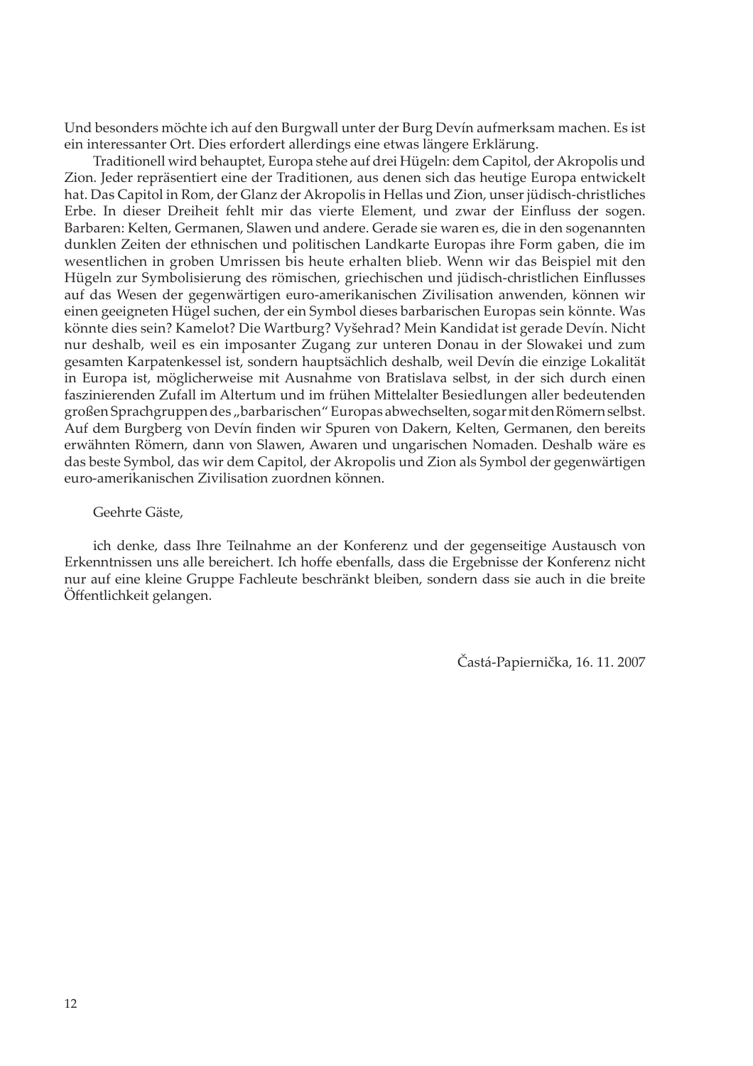Und besonders möchte ich auf den Burgwall unter der Burg Devín aufmerksam machen. Es ist ein interessanter Ort. Dies erfordert allerdings eine etwas längere Erklärung.

Traditionell wird behauptet, Europa stehe auf drei Hügeln: dem Capitol, der Akropolis und Zion. Jeder repräsentiert eine der Traditionen, aus denen sich das heutige Europa entwickelt hat. Das Capitol in Rom, der Glanz der Akropolis in Hellas und Zion, unser jüdisch-christliches Erbe. In dieser Dreiheit fehlt mir das vierte Element, und zwar der Einfluss der sogen. Barbaren: Kelten, Germanen, Slawen und andere. Gerade sie waren es, die in den sogenannten dunklen Zeiten der ethnischen und politischen Landkarte Europas ihre Form gaben, die im wesentlichen in groben Umrissen bis heute erhalten blieb. Wenn wir das Beispiel mit den Hügeln zur Symbolisierung des römischen, griechischen und jüdisch-christlichen Einflusses auf das Wesen der gegenwärtigen euro-amerikanischen Zivilisation anwenden, können wir einen geeigneten Hügel suchen, der ein Symbol dieses barbarischen Europas sein könnte. Was könnte dies sein? Kamelot? Die Wartburg? Vyšehrad? Mein Kandidat ist gerade Devín. Nicht nur deshalb, weil es ein imposanter Zugang zur unteren Donau in der Slowakei und zum gesamten Karpatenkessel ist, sondern hauptsächlich deshalb, weil Devín die einzige Lokalität in Europa ist, möglicherweise mit Ausnahme von Bratislava selbst, in der sich durch einen faszinierenden Zufall im Altertum und im frühen Mittelalter Besiedlungen aller bedeutenden großen Sprachgruppen des „barbarischen" Europas abwechselten, sogar mit den Römern selbst. Auf dem Burgberg von Devín finden wir Spuren von Dakern, Kelten, Germanen, den bereits erwähnten Römern, dann von Slawen, Awaren und ungarischen Nomaden. Deshalb wäre es das beste Symbol, das wir dem Capitol, der Akropolis und Zion als Symbol der gegenwärtigen euro-amerikanischen Zivilisation zuordnen können.

Geehrte Gäste,

ich denke, dass Ihre Teilnahme an der Konferenz und der gegenseitige Austausch von Erkenntnissen uns alle bereichert. Ich hoffe ebenfalls, dass die Ergebnisse der Konferenz nicht nur auf eine kleine Gruppe Fachleute beschränkt bleiben, sondern dass sie auch in die breite Öffentlichkeit gelangen.

Častá-Papiernička, 16. 11. 2007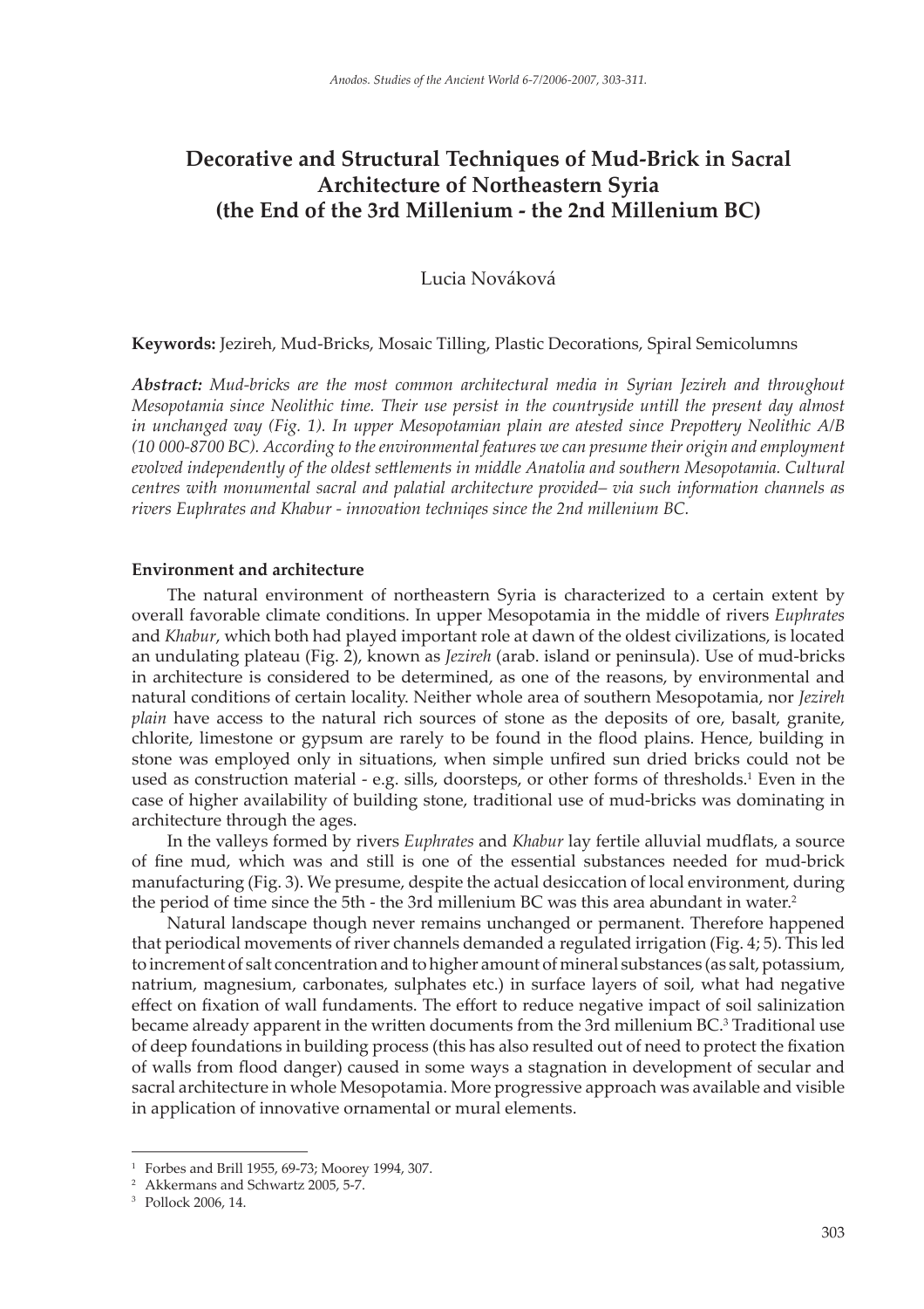# Decorative and Structural Techniques of Mud-Brick in Sacral Architecture of Northeastern Syria (the End of the 3rd Millenium - the 2nd Millenium BC)

Lucia Nováková

**Keywords:** Jezireh, Mud-Bricks, Mosaic Tilling, Plastic Decorations, Spiral Semicolumns

***Abstract:*** *Mud-bricks are the most common architectural media in Syrian Jezireh and throughout Mesopotamia since Neolithic time. Their use persist in the countryside untill the present day almost in unchanged way (Fig. 1). In upper Mesopotamian plain are atested since Prepottery Neolithic A/B (10 000-8700 BC). According to the environmental features we can presume their origin and employment evolved independently of the oldest settlements in middle Anatolia and southern Mesopotamia. Cultural centres with monumental sacral and palatial architecture provided– via such information channels as rivers Euphrates and Khabur - innovation techniqes since the 2nd millenium BC.*

## Environment and architecture

The natural environment of northeastern Syria is characterized to a certain extent by overall favorable climate conditions. In upper Mesopotamia in the middle of rivers *Euphrates* and *Khabur*, which both had played important role at dawn of the oldest civilizations, is located an undulating plateau (Fig. 2), known as *Jezireh* (arab. island or peninsula). Use of mud-bricks in architecture is considered to be determined, as one of the reasons, by environmental and natural conditions of certain locality. Neither whole area of southern Mesopotamia, nor *Jezireh plain* have access to the natural rich sources of stone as the deposits of ore, basalt, granite, chlorite, limestone or gypsum are rarely to be found in the flood plains. Hence, building in stone was employed only in situations, when simple unfired sun dried bricks could not be used as construction material - e.g. sills, doorsteps, or other forms of thresholds.[1] Even in the case of higher availability of building stone, traditional use of mud-bricks was dominating in architecture through the ages.

In the valleys formed by rivers *Euphrates* and *Khabur* lay fertile alluvial mudflats, a source of fine mud, which was and still is one of the essential substances needed for mud-brick manufacturing (Fig. 3). We presume, despite the actual desiccation of local environment, during the period of time since the 5th - the 3rd millenium BC was this area abundant in water.[2]

Natural landscape though never remains unchanged or permanent. Therefore happened that periodical movements of river channels demanded a regulated irrigation (Fig. 4; 5). This led to increment of salt concentration and to higher amount of mineral substances (as salt, potassium, natrium, magnesium, carbonates, sulphates etc.) in surface layers of soil, which had negative effect on fixation of wall fundaments. The effort to reduce negative impact of soil salinization became already apparent in the written documents from the 3rd millenium BC.[3] Traditional use of deep foundations in building process (this has also resulted out of need to protect the fixation of walls from flood danger) caused in some ways a stagnation in development of secular and sacral architecture in whole Mesopotamia. More progressive approach was available and visible in application of innovative ornamental or mural elements.

---

[1] Forbes and Brill 1955, 69-73; Moorey 1994, 307.

[2] Akkermans and Schwartz 2005, 5-7.

[3] Pollock 2006, 14.